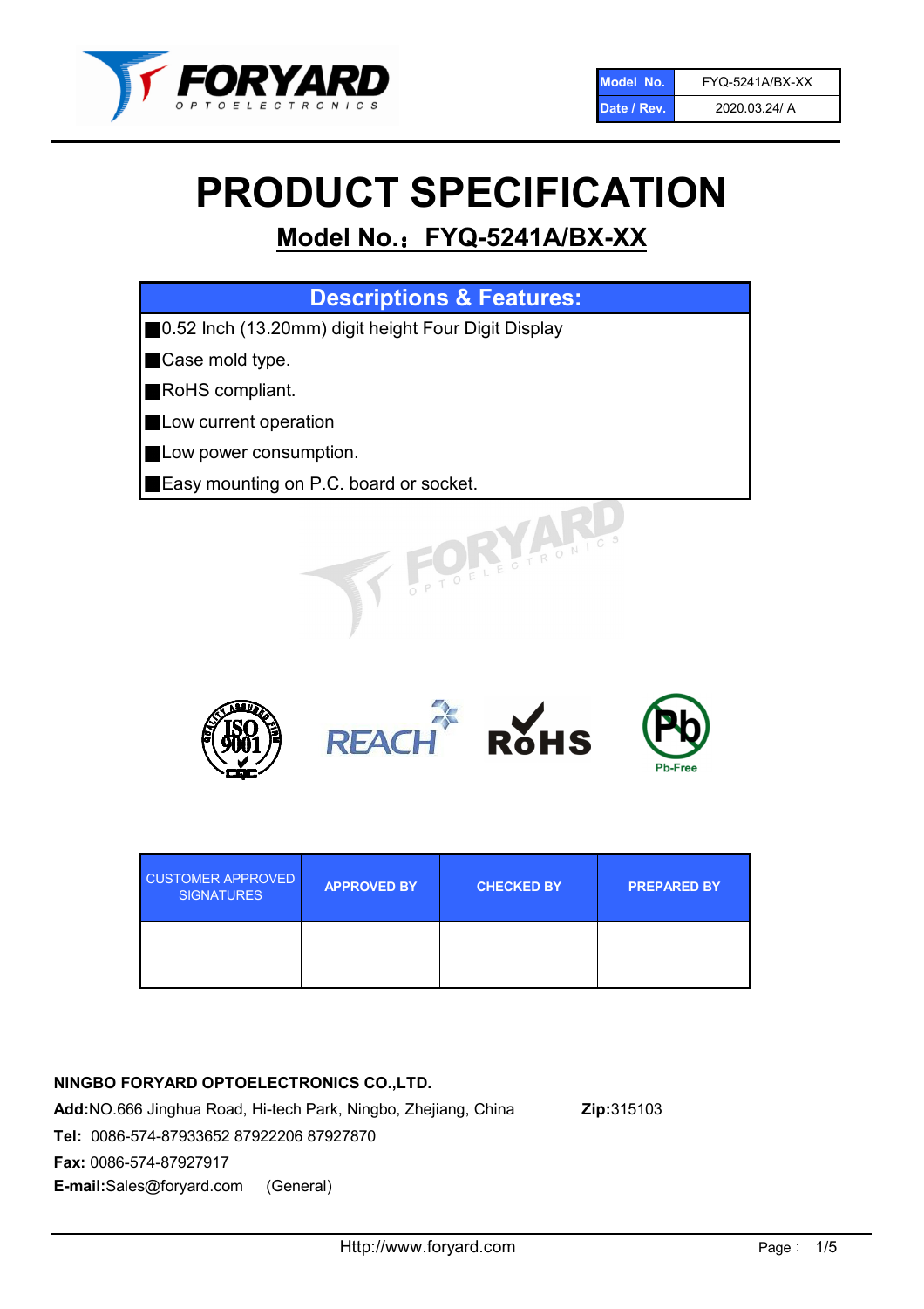| Model No. | FYQ-5241A/BX-XX |
| --- | --- |
| Date / Rev. | 2020.03.24/ A |

# PRODUCT SPECIFICATION

## Model No.：FYQ-5241A/BX-XX

| Descriptions & Features: |
| --- |
| ■0.52 Inch (13.20mm) digit height Four Digit Display |
| ■Case mold type. |
| ■RoHS compliant. |
| ■Low current operation |
| ■Low power consumption. |
| ■Easy mounting on P.C. board or socket. |

| CUSTOMER APPROVED SIGNATURES | APPROVED BY | CHECKED BY | PREPARED BY |
| --- | --- | --- | --- |
| | | | |

**NINGBO FORYARD OPTOELECTRONICS CO.,LTD.**

**Add:**NO.666 Jinghua Road, Hi-tech Park, Ningbo, Zhejiang, China **Zip:**315103

**Tel:** 0086-574-87933652 87922206 87927870

**Fax:** 0086-574-87927917

**E-mail:**Sales@foryard.com (General)

Http://www.foryard.com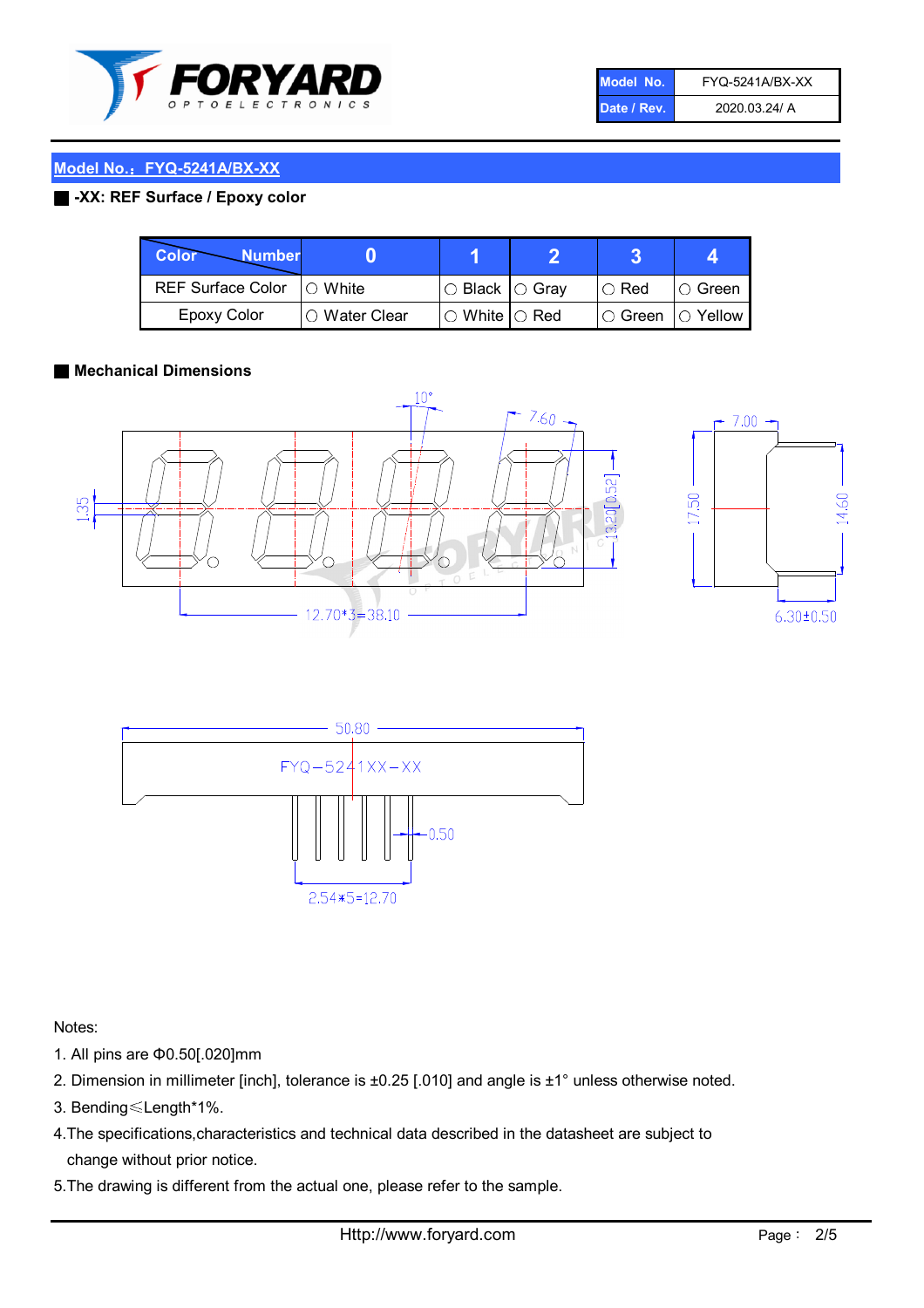| Model No. | FYQ-5241A/BX-XX |
|---|---|
| Date / Rev. | 2020.03.24/ A |

## Model No.：FYQ-5241A/BX-XX

### -XX: REF Surface / Epoxy color

| Color \ Number | 0 | 1 | 2 | 3 | 4 |
|---|---|---|---|---|---|
| REF Surface Color | ○ White | ○ Black | ○ Gray | ○ Red | ○ Green |
| Epoxy Color | ○ Water Clear | ○ White | ○ Red | ○ Green | ○ Yellow |

### Mechanical Dimensions

10°

7.60

1.35

13.20[0.52]

12.70*3=38.10

7.00

17.50

14.60

6.30±0.50

50.80

FYQ−5241XX−XX

0.50

2.54*5=12.70

Notes:

1. All pins are Φ0.50[.020]mm
2. Dimension in millimeter [inch], tolerance is ±0.25 [.010] and angle is ±1° unless otherwise noted.
3. Bending≤Length*1%.
4. The specifications,characteristics and technical data described in the datasheet are subject to change without prior notice.
5. The drawing is different from the actual one, please refer to the sample.

Http://www.foryard.com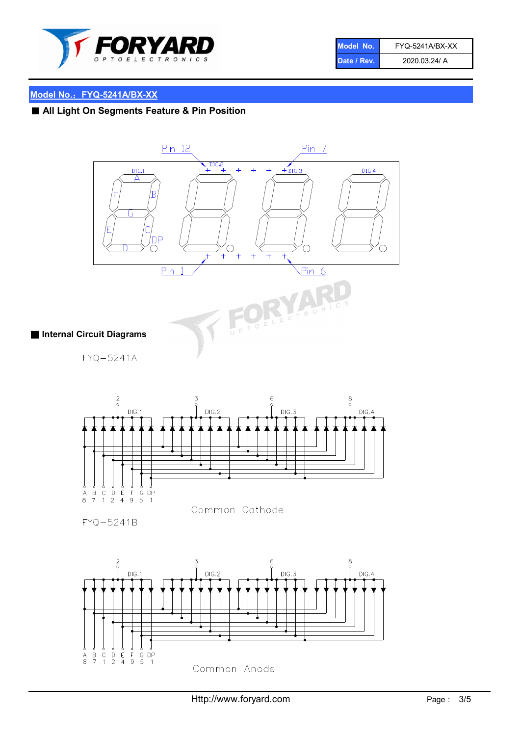| Model No. | FYQ-5241A/BX-XX |
|---|---|
| Date / Rev. | 2020.03.24/ A |

## Model No.：FYQ-5241A/BX-XX

### ■ All Light On Segments Feature & Pin Position

Pin 12 Pin 7

DIG.1 DIG.2 DIG.3 DIG.4

A B C D E F G DP

Pin 1 Pin 6

### ■ Internal Circuit Diagrams

FYQ−5241A

2 DIG.1 3 DIG.2 6 DIG.3 8 DIG.4

| A | B | C | D | E | F | G | DP |
|---|---|---|---|---|---|---|---|
| 8 | 7 | 1 | 2 | 4 | 9 | 5 | 1 |

Common Cathode

FYQ−5241B

2 DIG.1 3 DIG.2 6 DIG.3 8 DIG.4

| A | B | C | D | E | F | G | DP |
|---|---|---|---|---|---|---|---|
| 8 | 7 | 1 | 2 | 4 | 9 | 5 | 1 |

Common Anode

Http://www.foryard.com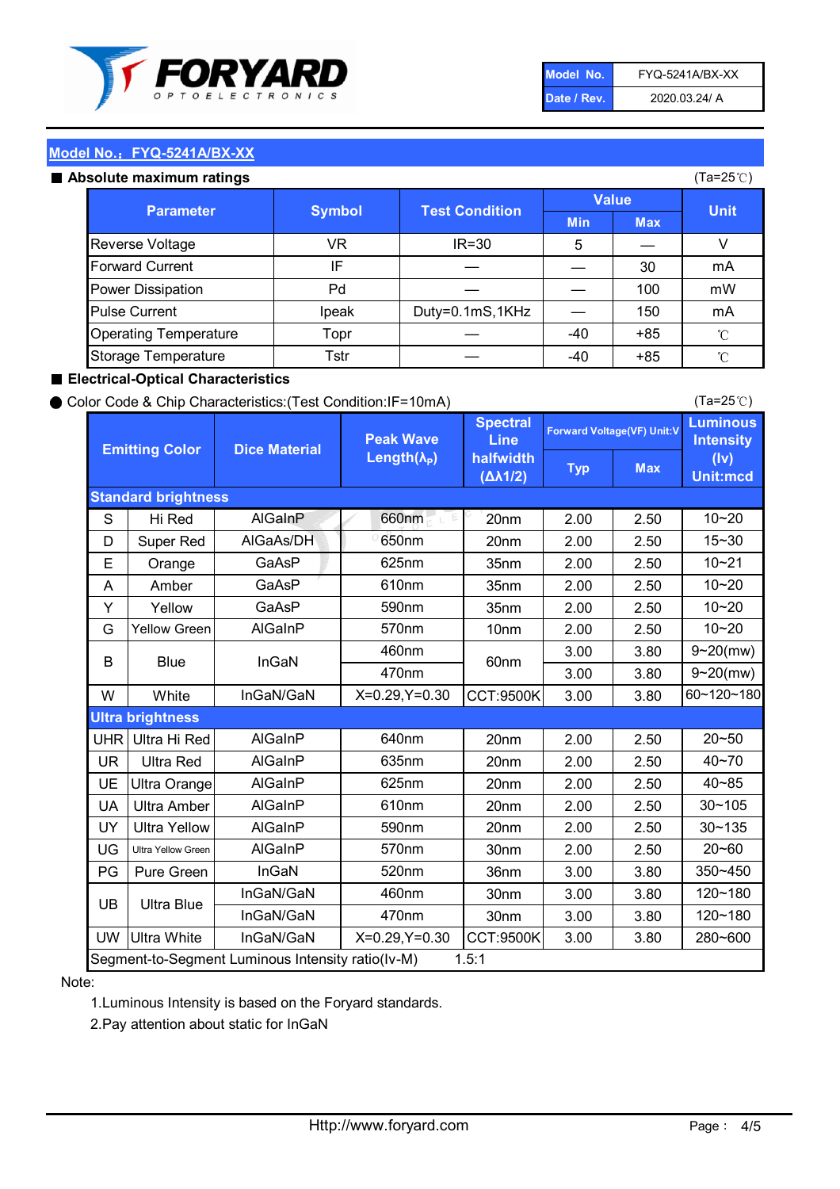| Model No. | FYQ-5241A/BX-XX |
|---|---|
| Date / Rev. | 2020.03.24/ A |

## Model No.：FYQ-5241A/BX-XX

### ■ Absolute maximum ratings

(Ta=25℃)

| Parameter | Symbol | Test Condition | Value | | Unit |
|---|---|---|---|---|---|
| | | | Min | Max | |
| Reverse Voltage | VR | IR=30 | 5 | — | V |
| Forward Current | IF | — | — | 30 | mA |
| Power Dissipation | Pd | — | — | 100 | mW |
| Pulse Current | Ipeak | Duty=0.1mS,1KHz | — | 150 | mA |
| Operating Temperature | Topr | — | -40 | +85 | ℃ |
| Storage Temperature | Tstr | — | -40 | +85 | ℃ |

### ■ Electrical-Optical Characteristics

● Color Code & Chip Characteristics:(Test Condition:IF=10mA)

(Ta=25℃)

| Emitting Color | | Dice Material | Peak Wave Length($\lambda_P$) | Spectral Line halfwidth ($\Delta\lambda1/2$) | Forward Voltage(VF) Unit:V | | Luminous Intensity (Iv) Unit:mcd |
|---|---|---|---|---|---|---|---|
| | | | | | Typ | Max | |
| **Standard brightness** | | | | | | | |
| S | Hi Red | AlGaInP | 660nm | 20nm | 2.00 | 2.50 | 10~20 |
| D | Super Red | AlGaAs/DH | 650nm | 20nm | 2.00 | 2.50 | 15~30 |
| E | Orange | GaAsP | 625nm | 35nm | 2.00 | 2.50 | 10~21 |
| A | Amber | GaAsP | 610nm | 35nm | 2.00 | 2.50 | 10~20 |
| Y | Yellow | GaAsP | 590nm | 35nm | 2.00 | 2.50 | 10~20 |
| G | Yellow Green | AlGaInP | 570nm | 10nm | 2.00 | 2.50 | 10~20 |
| B | Blue | InGaN | 460nm | 60nm | 3.00 | 3.80 | 9~20(mw) |
| | | | 470nm | | 3.00 | 3.80 | 9~20(mw) |
| W | White | InGaN/GaN | X=0.29,Y=0.30 | CCT:9500K | 3.00 | 3.80 | 60~120~180 |
| **Ultra brightness** | | | | | | | |
| UHR | Ultra Hi Red | AlGaInP | 640nm | 20nm | 2.00 | 2.50 | 20~50 |
| UR | Ultra Red | AlGaInP | 635nm | 20nm | 2.00 | 2.50 | 40~70 |
| UE | Ultra Orange | AlGaInP | 625nm | 20nm | 2.00 | 2.50 | 40~85 |
| UA | Ultra Amber | AlGaInP | 610nm | 20nm | 2.00 | 2.50 | 30~105 |
| UY | Ultra Yellow | AlGaInP | 590nm | 20nm | 2.00 | 2.50 | 30~135 |
| UG | Ultra Yellow Green | AlGaInP | 570nm | 30nm | 2.00 | 2.50 | 20~60 |
| PG | Pure Green | InGaN | 520nm | 36nm | 3.00 | 3.80 | 350~450 |
| UB | Ultra Blue | InGaN/GaN | 460nm | 30nm | 3.00 | 3.80 | 120~180 |
| | | InGaN/GaN | 470nm | 30nm | 3.00 | 3.80 | 120~180 |
| UW | Ultra White | InGaN/GaN | X=0.29,Y=0.30 | CCT:9500K | 3.00 | 3.80 | 280~600 |
| Segment-to-Segment Luminous Intensity ratio(Iv-M) | | | | 1.5:1 | | | |

Note:

1.Luminous Intensity is based on the Foryard standards.

2.Pay attention about static for InGaN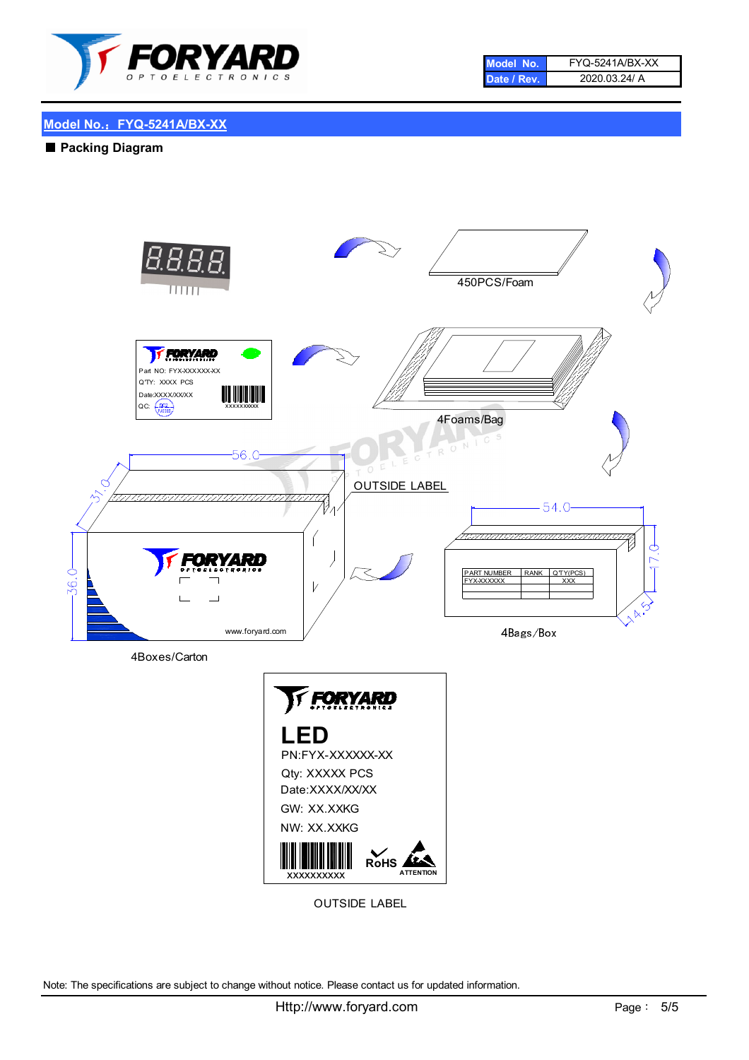| Model No. | FYQ-5241A/BX-XX |
|---|---|
| Date / Rev. | 2020.03.24/ A |

## Model No.：FYQ-5241A/BX-XX

■ **Packing Diagram**

450PCS/Foam

Part NO: FYX-XXXXXXX-XX
Q'TY: XXXX PCS
Date:XXXX/XX/XX
QC:

4Foams/Bag

56.0
31.0
36.0
OUTSIDE LABEL
www.foryard.com

4Boxes/Carton

54.0
17.0
14.5

| PART NUMBER | RANK | Q'TY(PCS) |
|---|---|---|
| FYX-XXXXXX | | XXX |

4Bags/Box

LED
PN:FYX-XXXXXX-XX
Qty: XXXXX PCS
Date:XXXX/XX/XX
GW: XX.XXKG
NW: XX.XXKG
XXXXXXXXXX
RoHS
ATTENTION

OUTSIDE LABEL

Note: The specifications are subject to change without notice. Please contact us for updated information.

Http://www.foryard.com